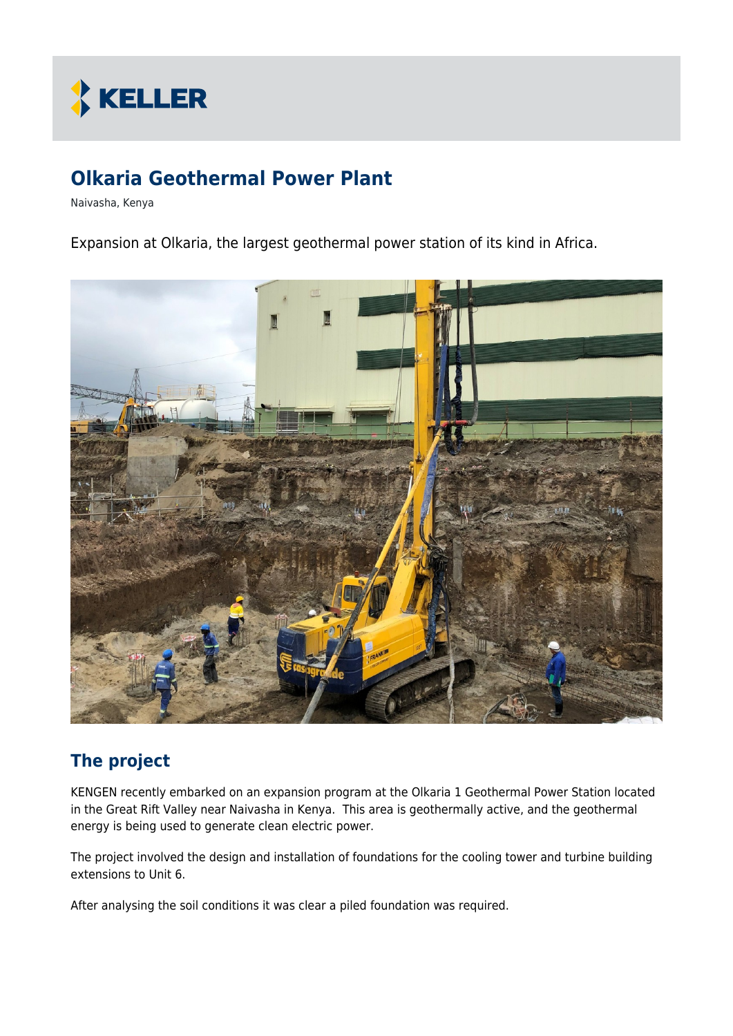# Olkaria Geothermal Power Plant

Naivasha, Kenya

Expansion at Olkaria, the largest geothermal power station of its kind in Africa.

## The project

KENGEN recently embarked on an expansion program at the Olkaria 1 Geothermal Power Station located in the Great Rift Valley near Naivasha in Kenya. This area is geothermally active, and the geothermal energy is being used to generate clean electric power.

The project involved the design and installation of foundations for the cooling tower and turbine building extensions to Unit 6.

After analysing the soil conditions it was clear a piled foundation was required.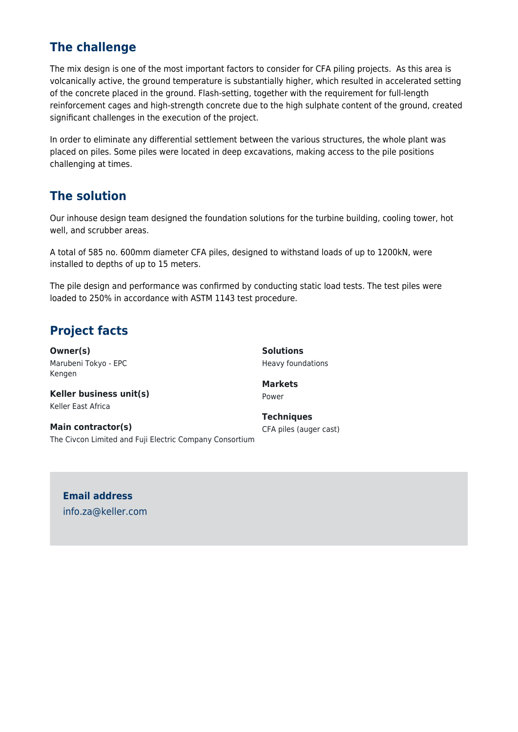## The challenge

The mix design is one of the most important factors to consider for CFA piling projects. As this area is volcanically active, the ground temperature is substantially higher, which resulted in accelerated setting of the concrete placed in the ground. Flash-setting, together with the requirement for full-length reinforcement cages and high-strength concrete due to the high sulphate content of the ground, created significant challenges in the execution of the project.

In order to eliminate any differential settlement between the various structures, the whole plant was placed on piles. Some piles were located in deep excavations, making access to the pile positions challenging at times.

## The solution

Our inhouse design team designed the foundation solutions for the turbine building, cooling tower, hot well, and scrubber areas.

A total of 585 no. 600mm diameter CFA piles, designed to withstand loads of up to 1200kN, were installed to depths of up to 15 meters.

The pile design and performance was confirmed by conducting static load tests. The test piles were loaded to 250% in accordance with ASTM 1143 test procedure.

## Project facts

**Owner(s)**
Marubeni Tokyo - EPC
Kengen

**Keller business unit(s)**
Keller East Africa

**Main contractor(s)**
The Civcon Limited and Fuji Electric Company Consortium

**Solutions**
Heavy foundations

**Markets**
Power

**Techniques**
CFA piles (auger cast)

**Email address**
info.za@keller.com